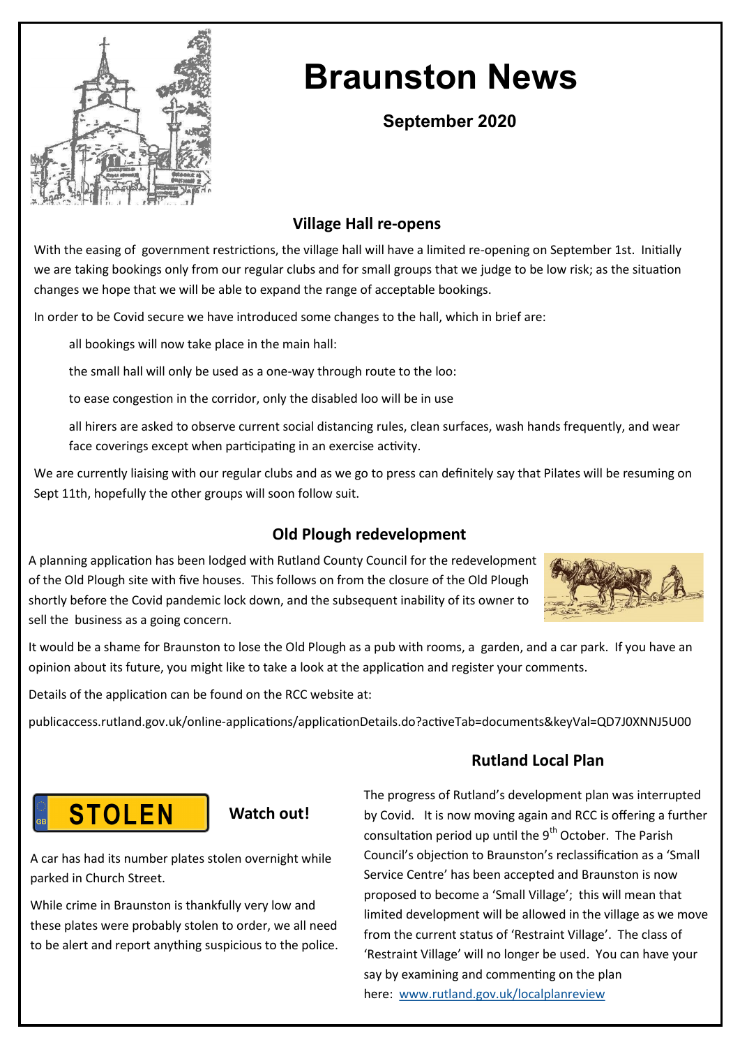# Braunston News

**September 2020**

## Village Hall re-opens

With the easing of government restrictions, the village hall will have a limited re-opening on September 1st. Initially we are taking bookings only from our regular clubs and for small groups that we judge to be low risk; as the situation changes we hope that we will be able to expand the range of acceptable bookings.

In order to be Covid secure we have introduced some changes to the hall, which in brief are:

- all bookings will now take place in the main hall:
- the small hall will only be used as a one-way through route to the loo:
- to ease congestion in the corridor, only the disabled loo will be in use
- all hirers are asked to observe current social distancing rules, clean surfaces, wash hands frequently, and wear face coverings except when participating in an exercise activity.

We are currently liaising with our regular clubs and as we go to press can definitely say that Pilates will be resuming on Sept 11th, hopefully the other groups will soon follow suit.

## Old Plough redevelopment

A planning application has been lodged with Rutland County Council for the redevelopment of the Old Plough site with five houses. This follows on from the closure of the Old Plough shortly before the Covid pandemic lock down, and the subsequent inability of its owner to sell the business as a going concern.

It would be a shame for Braunston to lose the Old Plough as a pub with rooms, a garden, and a car park. If you have an opinion about its future, you might like to take a look at the application and register your comments.

Details of the application can be found on the RCC website at:

publicaccess.rutland.gov.uk/online-applications/applicationDetails.do?activeTab=documents&keyVal=QD7J0XNNJ5U00

## STOLEN — Watch out!

A car has had its number plates stolen overnight while parked in Church Street.

While crime in Braunston is thankfully very low and these plates were probably stolen to order, we all need to be alert and report anything suspicious to the police.

## Rutland Local Plan

The progress of Rutland's development plan was interrupted by Covid. It is now moving again and RCC is offering a further consultation period up until the 9th October. The Parish Council's objection to Braunston's reclassification as a 'Small Service Centre' has been accepted and Braunston is now proposed to become a 'Small Village'; this will mean that limited development will be allowed in the village as we move from the current status of 'Restraint Village'. The class of 'Restraint Village' will no longer be used. You can have your say by examining and commenting on the plan here: [www.rutland.gov.uk/localplanreview](www.rutland.gov.uk/localplanreview)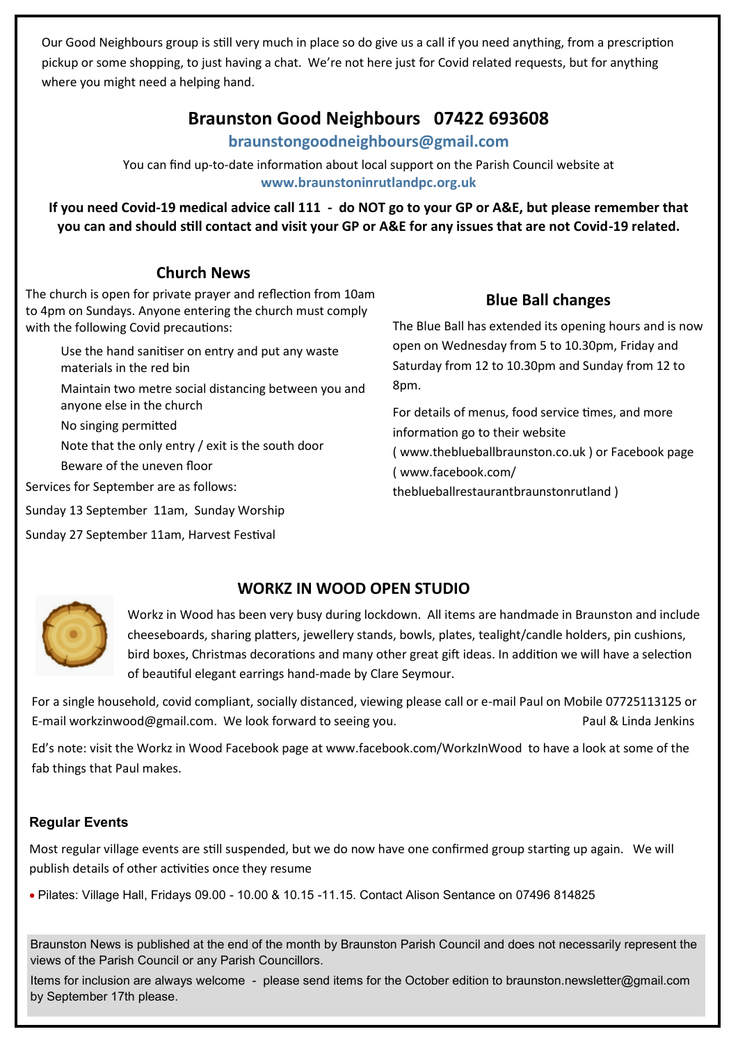Our Good Neighbours group is still very much in place so do give us a call if you need anything, from a prescription pickup or some shopping, to just having a chat. We're not here just for Covid related requests, but for anything where you might need a helping hand.

## Braunston Good Neighbours 07422 693608

**braunstongoodneighbours@gmail.com**

You can find up-to-date information about local support on the Parish Council website at **www.braunstoninrutlandpc.org.uk**

**If you need Covid-19 medical advice call 111 - do NOT go to your GP or A&E, but please remember that you can and should still contact and visit your GP or A&E for any issues that are not Covid-19 related.**

## Church News

The church is open for private prayer and reflection from 10am to 4pm on Sundays. Anyone entering the church must comply with the following Covid precautions:

- Use the hand sanitiser on entry and put any waste materials in the red bin
- Maintain two metre social distancing between you and anyone else in the church
- No singing permitted
- Note that the only entry / exit is the south door
- Beware of the uneven floor

Services for September are as follows:

Sunday 13 September 11am, Sunday Worship

Sunday 27 September 11am, Harvest Festival

## Blue Ball changes

The Blue Ball has extended its opening hours and is now open on Wednesday from 5 to 10.30pm, Friday and Saturday from 12 to 10.30pm and Sunday from 12 to 8pm.

For details of menus, food service times, and more information go to their website ( www.theblueballbraunston.co.uk ) or Facebook page ( www.facebook.com/ theblueballrestaurantbraunstonrutland )

## WORKZ IN WOOD OPEN STUDIO

Workz in Wood has been very busy during lockdown. All items are handmade in Braunston and include cheeseboards, sharing platters, jewellery stands, bowls, plates, tealight/candle holders, pin cushions, bird boxes, Christmas decorations and many other great gift ideas. In addition we will have a selection of beautiful elegant earrings hand-made by Clare Seymour.

For a single household, covid compliant, socially distanced, viewing please call or e-mail Paul on Mobile 07725113125 or E-mail workzinwood@gmail.com. We look forward to seeing you.

Paul & Linda Jenkins

Ed's note: visit the Workz in Wood Facebook page at www.facebook.com/WorkzInWood to have a look at some of the fab things that Paul makes.

### Regular Events

Most regular village events are still suspended, but we do now have one confirmed group starting up again. We will publish details of other activities once they resume

- Pilates: Village Hall, Fridays 09.00 - 10.00 & 10.15 -11.15. Contact Alison Sentance on 07496 814825

Braunston News is published at the end of the month by Braunston Parish Council and does not necessarily represent the views of the Parish Council or any Parish Councillors.

Items for inclusion are always welcome - please send items for the October edition to braunston.newsletter@gmail.com by September 17th please.